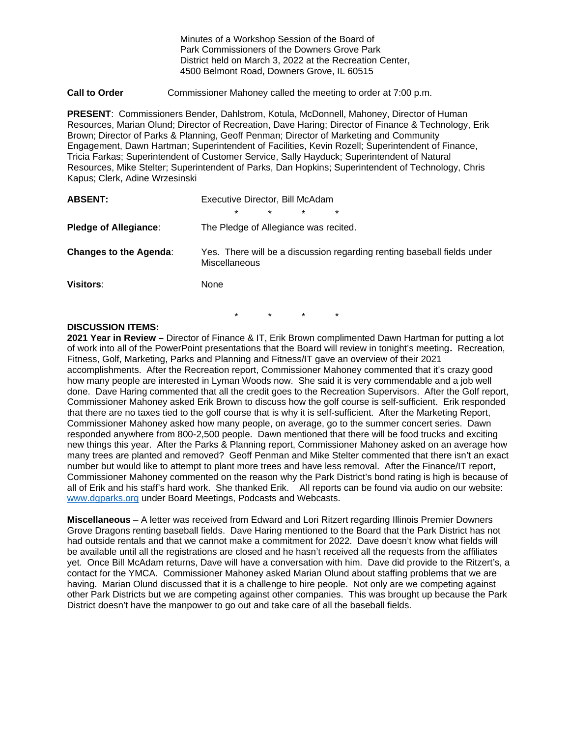Minutes of a Workshop Session of the Board of Park Commissioners of the Downers Grove Park District held on March 3, 2022 at the Recreation Center, 4500 Belmont Road, Downers Grove, IL 60515

**Call to Order** Commissioner Mahoney called the meeting to order at 7:00 p.m.

**PRESENT**: Commissioners Bender, Dahlstrom, Kotula, McDonnell, Mahoney, Director of Human Resources, Marian Olund; Director of Recreation, Dave Haring; Director of Finance & Technology, Erik Brown; Director of Parks & Planning, Geoff Penman; Director of Marketing and Community Engagement, Dawn Hartman; Superintendent of Facilities, Kevin Rozell; Superintendent of Finance, Tricia Farkas; Superintendent of Customer Service, Sally Hayduck; Superintendent of Natural Resources, Mike Stelter; Superintendent of Parks, Dan Hopkins; Superintendent of Technology, Chris Kapus; Clerk, Adine Wrzesinski

**ABSENT:** Executive Director, Bill McAdam

\* \* \* \*

**Pledge of Allegiance**: The Pledge of Allegiance was recited.

**Changes to the Agenda**: Yes. There will be a discussion regarding renting baseball fields under Miscellaneous

**Visitors**: None

\* \* \* \*

**DISCUSSION ITEMS:**

**2021 Year in Review –** Director of Finance & IT, Erik Brown complimented Dawn Hartman for putting a lot of work into all of the PowerPoint presentations that the Board will review in tonight's meeting**.** Recreation, Fitness, Golf, Marketing, Parks and Planning and Fitness/IT gave an overview of their 2021 accomplishments. After the Recreation report, Commissioner Mahoney commented that it's crazy good how many people are interested in Lyman Woods now. She said it is very commendable and a job well done. Dave Haring commented that all the credit goes to the Recreation Supervisors. After the Golf report, Commissioner Mahoney asked Erik Brown to discuss how the golf course is self-sufficient. Erik responded that there are no taxes tied to the golf course that is why it is self-sufficient. After the Marketing Report, Commissioner Mahoney asked how many people, on average, go to the summer concert series. Dawn responded anywhere from 800-2,500 people. Dawn mentioned that there will be food trucks and exciting new things this year. After the Parks & Planning report, Commissioner Mahoney asked on an average how many trees are planted and removed? Geoff Penman and Mike Stelter commented that there isn't an exact number but would like to attempt to plant more trees and have less removal. After the Finance/IT report, Commissioner Mahoney commented on the reason why the Park District's bond rating is high is because of all of Erik and his staff's hard work. She thanked Erik. All reports can be found via audio on our website: [www.dgparks.org](http://www.dgparks.org) under Board Meetings, Podcasts and Webcasts.

**Miscellaneous** – A letter was received from Edward and Lori Ritzert regarding Illinois Premier Downers Grove Dragons renting baseball fields. Dave Haring mentioned to the Board that the Park District has not had outside rentals and that we cannot make a commitment for 2022. Dave doesn't know what fields will be available until all the registrations are closed and he hasn't received all the requests from the affiliates yet. Once Bill McAdam returns, Dave will have a conversation with him. Dave did provide to the Ritzert's, a contact for the YMCA. Commissioner Mahoney asked Marian Olund about staffing problems that we are having. Marian Olund discussed that it is a challenge to hire people. Not only are we competing against other Park Districts but we are competing against other companies. This was brought up because the Park District doesn't have the manpower to go out and take care of all the baseball fields.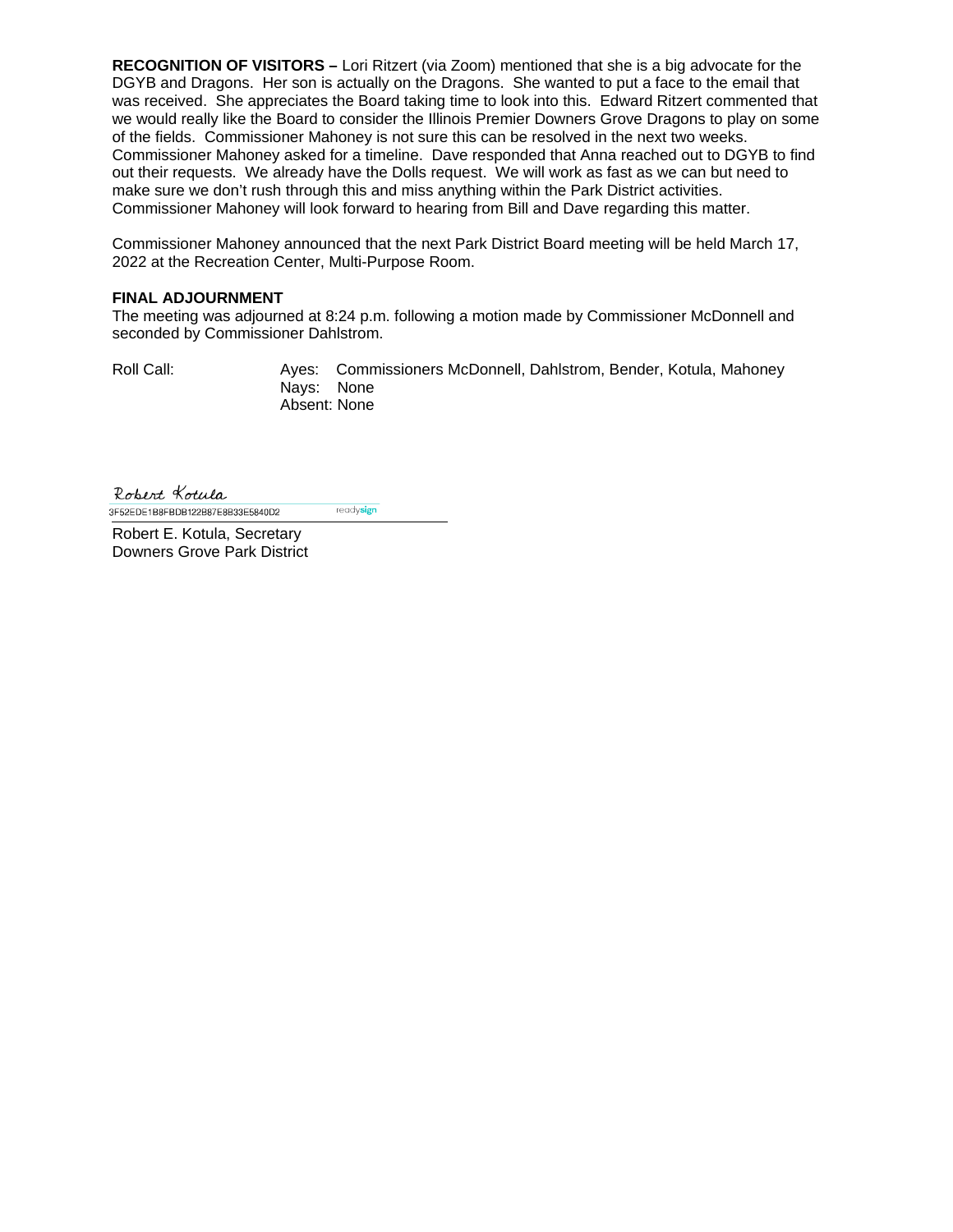**RECOGNITION OF VISITORS –** Lori Ritzert (via Zoom) mentioned that she is a big advocate for the DGYB and Dragons. Her son is actually on the Dragons. She wanted to put a face to the email that was received. She appreciates the Board taking time to look into this. Edward Ritzert commented that we would really like the Board to consider the Illinois Premier Downers Grove Dragons to play on some of the fields. Commissioner Mahoney is not sure this can be resolved in the next two weeks. Commissioner Mahoney asked for a timeline. Dave responded that Anna reached out to DGYB to find out their requests. We already have the Dolls request. We will work as fast as we can but need to make sure we don't rush through this and miss anything within the Park District activities. Commissioner Mahoney will look forward to hearing from Bill and Dave regarding this matter.

Commissioner Mahoney announced that the next Park District Board meeting will be held March 17, 2022 at the Recreation Center, Multi-Purpose Room.

**FINAL ADJOURNMENT**

The meeting was adjourned at 8:24 p.m. following a motion made by Commissioner McDonnell and seconded by Commissioner Dahlstrom.

Roll Call: Ayes: Commissioners McDonnell, Dahlstrom, Bender, Kotula, Mahoney
Nays: None
Absent: None

Robert Kotula
3F52EDE1B8FBDB122B87E8B33E5840D2 readysign

Robert E. Kotula, Secretary
Downers Grove Park District